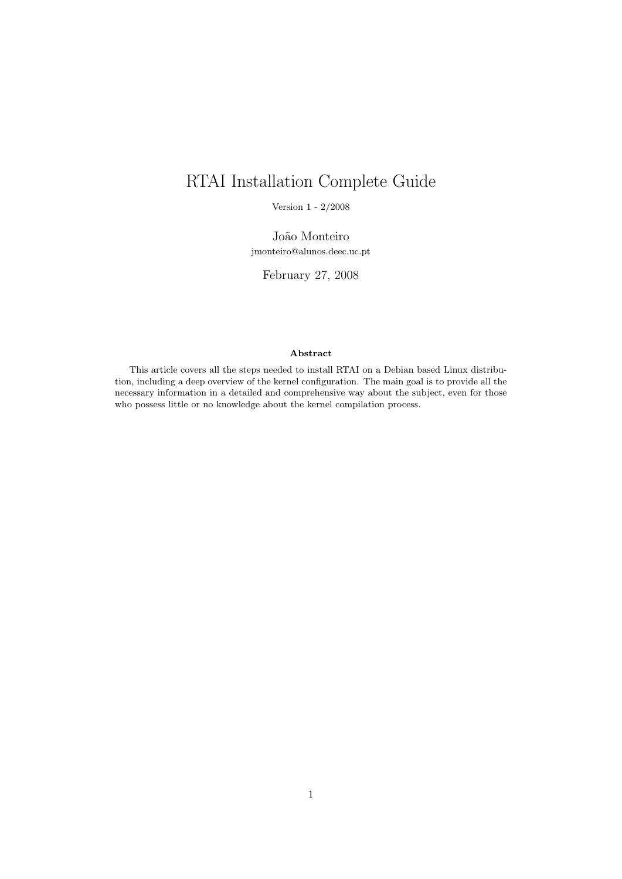# RTAI Installation Complete Guide

Version 1 - 2/2008

João Monteiro

jmonteiro@alunos.deec.uc.pt

February 27, 2008

**Abstract**

This article covers all the steps needed to install RTAI on a Debian based Linux distribution, including a deep overview of the kernel configuration. The main goal is to provide all the necessary information in a detailed and comprehensive way about the subject, even for those who possess little or no knowledge about the kernel compilation process.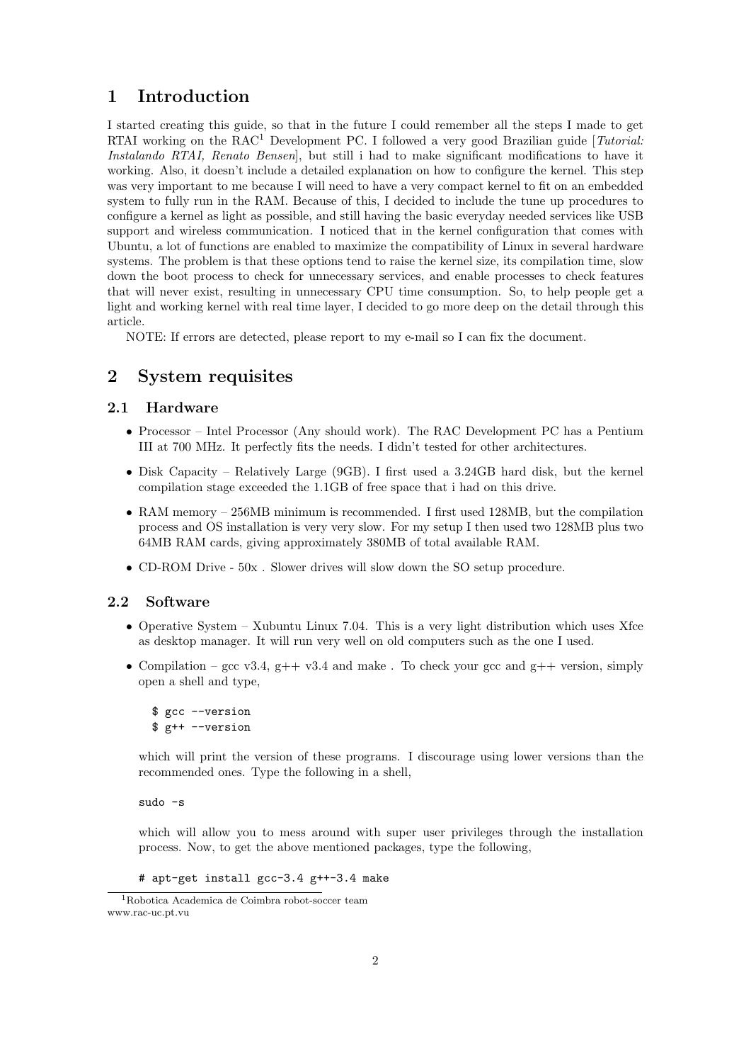# 1 Introduction

I started creating this guide, so that in the future I could remember all the steps I made to get RTAI working on the RAC[1] Development PC. I followed a very good Brazilian guide [*Tutorial: Instalando RTAI, Renato Bensen*], but still i had to make significant modifications to have it working. Also, it doesn't include a detailed explanation on how to configure the kernel. This step was very important to me because I will need to have a very compact kernel to fit on an embedded system to fully run in the RAM. Because of this, I decided to include the tune up procedures to configure a kernel as light as possible, and still having the basic everyday needed services like USB support and wireless communication. I noticed that in the kernel configuration that comes with Ubuntu, a lot of functions are enabled to maximize the compatibility of Linux in several hardware systems. The problem is that these options tend to raise the kernel size, its compilation time, slow down the boot process to check for unnecessary services, and enable processes to check features that will never exist, resulting in unnecessary CPU time consumption. So, to help people get a light and working kernel with real time layer, I decided to go more deep on the detail through this article.

NOTE: If errors are detected, please report to my e-mail so I can fix the document.

# 2 System requisites

## 2.1 Hardware

- Processor – Intel Processor (Any should work). The RAC Development PC has a Pentium III at 700 MHz. It perfectly fits the needs. I didn't tested for other architectures.
- Disk Capacity – Relatively Large (9GB). I first used a 3.24GB hard disk, but the kernel compilation stage exceeded the 1.1GB of free space that i had on this drive.
- RAM memory – 256MB minimum is recommended. I first used 128MB, but the compilation process and OS installation is very very slow. For my setup I then used two 128MB plus two 64MB RAM cards, giving approximately 380MB of total available RAM.
- CD-ROM Drive - 50x . Slower drives will slow down the SO setup procedure.

## 2.2 Software

- Operative System – Xubuntu Linux 7.04. This is a very light distribution which uses Xfce as desktop manager. It will run very well on old computers such as the one I used.
- Compilation – gcc v3.4, g++ v3.4 and make . To check your gcc and g++ version, simply open a shell and type,

  ```
  $ gcc --version
  $ g++ --version
  ```

  which will print the version of these programs. I discourage using lower versions than the recommended ones. Type the following in a shell,

  ```
  sudo -s
  ```

  which will allow you to mess around with super user privileges through the installation process. Now, to get the above mentioned packages, type the following,

  ```
  # apt-get install gcc-3.4 g++-3.4 make
  ```

[1] Robotica Academica de Coimbra robot-soccer team
www.rac-uc.pt.vu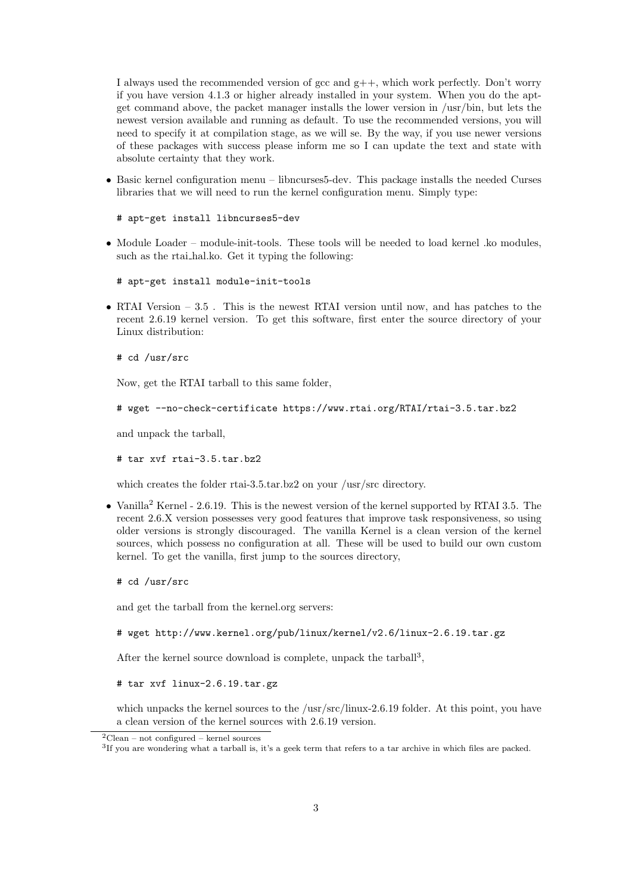I always used the recommended version of gcc and g++, which work perfectly. Don't worry if you have version 4.1.3 or higher already installed in your system. When you do the apt-get command above, the packet manager installs the lower version in /usr/bin, but lets the newest version available and running as default. To use the recommended versions, you will need to specify it at compilation stage, as we will se. By the way, if you use newer versions of these packages with success please inform me so I can update the text and state with absolute certainty that they work.

- Basic kernel configuration menu – libncurses5-dev. This package installs the needed Curses libraries that we will need to run the kernel configuration menu. Simply type:

```
# apt-get install libncurses5-dev
```

- Module Loader – module-init-tools. These tools will be needed to load kernel .ko modules, such as the rtai_hal.ko. Get it typing the following:

```
# apt-get install module-init-tools
```

- RTAI Version – 3.5 . This is the newest RTAI version until now, and has patches to the recent 2.6.19 kernel version. To get this software, first enter the source directory of your Linux distribution:

```
# cd /usr/src
```

  Now, get the RTAI tarball to this same folder,

```
# wget --no-check-certificate https://www.rtai.org/RTAI/rtai-3.5.tar.bz2
```

  and unpack the tarball,

```
# tar xvf rtai-3.5.tar.bz2
```

  which creates the folder rtai-3.5.tar.bz2 on your /usr/src directory.

- Vanilla[2] Kernel - 2.6.19. This is the newest version of the kernel supported by RTAI 3.5. The recent 2.6.X version possesses very good features that improve task responsiveness, so using older versions is strongly discouraged. The vanilla Kernel is a clean version of the kernel sources, which possess no configuration at all. These will be used to build our own custom kernel. To get the vanilla, first jump to the sources directory,

```
# cd /usr/src
```

  and get the tarball from the kernel.org servers:

```
# wget http://www.kernel.org/pub/linux/kernel/v2.6/linux-2.6.19.tar.gz
```

  After the kernel source download is complete, unpack the tarball[3],

```
# tar xvf linux-2.6.19.tar.gz
```

  which unpacks the kernel sources to the /usr/src/linux-2.6.19 folder. At this point, you have a clean version of the kernel sources with 2.6.19 version.

[2] Clean – not configured – kernel sources

[3] If you are wondering what a tarball is, it's a geek term that refers to a tar archive in which files are packed.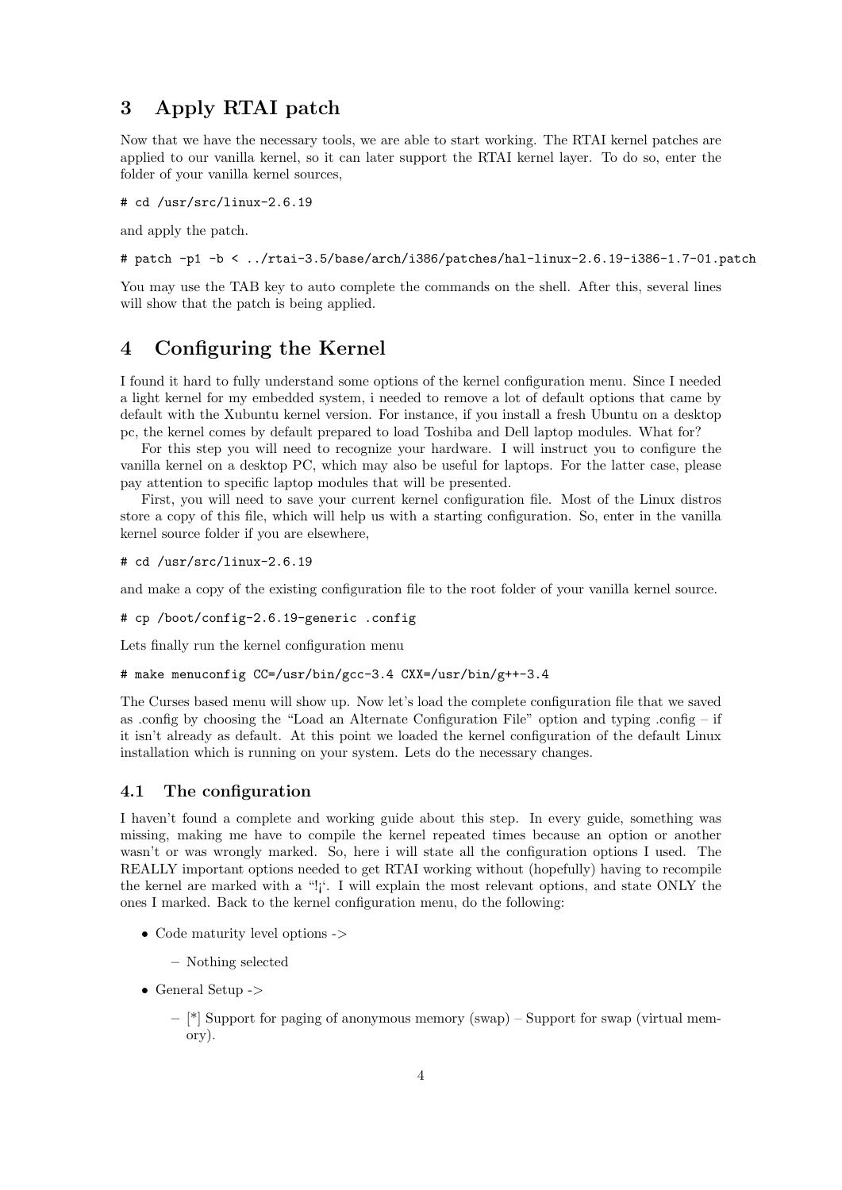## 3 Apply RTAI patch

Now that we have the necessary tools, we are able to start working. The RTAI kernel patches are applied to our vanilla kernel, so it can later support the RTAI kernel layer. To do so, enter the folder of your vanilla kernel sources,

```
# cd /usr/src/linux-2.6.19
```

and apply the patch.

```
# patch -p1 -b < ../rtai-3.5/base/arch/i386/patches/hal-linux-2.6.19-i386-1.7-01.patch
```

You may use the TAB key to auto complete the commands on the shell. After this, several lines will show that the patch is being applied.

## 4 Configuring the Kernel

I found it hard to fully understand some options of the kernel configuration menu. Since I needed a light kernel for my embedded system, i needed to remove a lot of default options that came by default with the Xubuntu kernel version. For instance, if you install a fresh Ubuntu on a desktop pc, the kernel comes by default prepared to load Toshiba and Dell laptop modules. What for?

For this step you will need to recognize your hardware. I will instruct you to configure the vanilla kernel on a desktop PC, which may also be useful for laptops. For the latter case, please pay attention to specific laptop modules that will be presented.

First, you will need to save your current kernel configuration file. Most of the Linux distros store a copy of this file, which will help us with a starting configuration. So, enter in the vanilla kernel source folder if you are elsewhere,

```
# cd /usr/src/linux-2.6.19
```

and make a copy of the existing configuration file to the root folder of your vanilla kernel source.

```
# cp /boot/config-2.6.19-generic .config
```

Lets finally run the kernel configuration menu

```
# make menuconfig CC=/usr/bin/gcc-3.4 CXX=/usr/bin/g++-3.4
```

The Curses based menu will show up. Now let's load the complete configuration file that we saved as .config by choosing the "Load an Alternate Configuration File" option and typing .config – if it isn't already as default. At this point we loaded the kernel configuration of the default Linux installation which is running on your system. Lets do the necessary changes.

### 4.1 The configuration

I haven't found a complete and working guide about this step. In every guide, something was missing, making me have to compile the kernel repeated times because an option or another wasn't or was wrongly marked. So, here i will state all the configuration options I used. The REALLY important options needed to get RTAI working without (hopefully) having to recompile the kernel are marked with a "!¡'. I will explain the most relevant options, and state ONLY the ones I marked. Back to the kernel configuration menu, do the following:

- Code maturity level options ->
  - Nothing selected
- General Setup ->
  - [*] Support for paging of anonymous memory (swap) – Support for swap (virtual memory).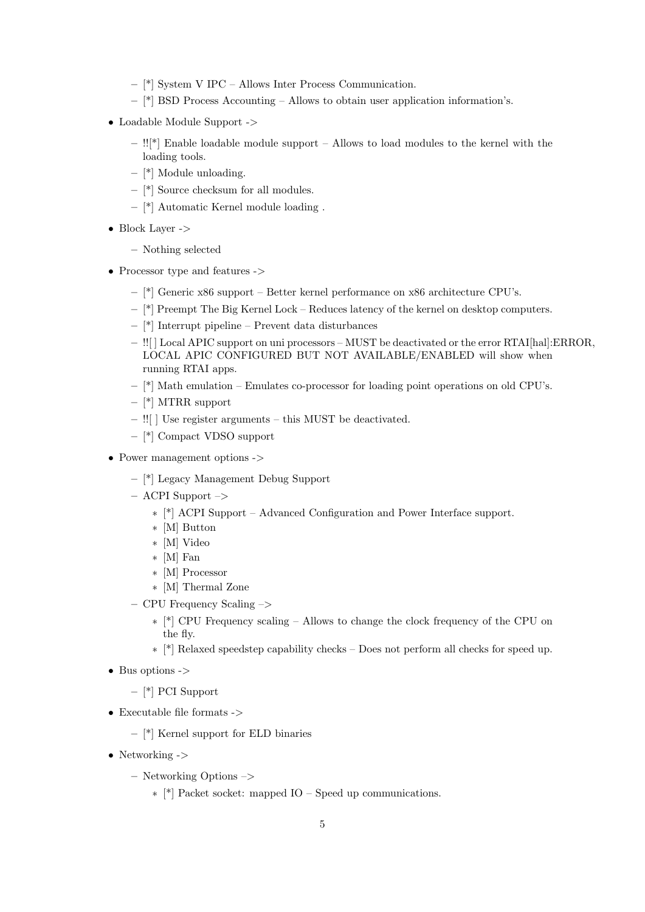- [*] System V IPC – Allows Inter Process Communication.
  - [*] BSD Process Accounting – Allows to obtain user application information's.

- Loadable Module Support ->
  - !![*] Enable loadable module support – Allows to load modules to the kernel with the loading tools.
  - [*] Module unloading.
  - [*] Source checksum for all modules.
  - [*] Automatic Kernel module loading .

- Block Layer ->
  - Nothing selected

- Processor type and features ->
  - [*] Generic x86 support – Better kernel performance on x86 architecture CPU's.
  - [*] Preempt The Big Kernel Lock – Reduces latency of the kernel on desktop computers.
  - [*] Interrupt pipeline – Prevent data disturbances
  - !![ ] Local APIC support on uni processors – MUST be deactivated or the error RTAI[hal]:ERROR, LOCAL APIC CONFIGURED BUT NOT AVAILABLE/ENABLED will show when running RTAI apps.
  - [*] Math emulation – Emulates co-processor for loading point operations on old CPU's.
  - [*] MTRR support
  - !![ ] Use register arguments – this MUST be deactivated.
  - [*] Compact VDSO support

- Power management options ->
  - [*] Legacy Management Debug Support
  - ACPI Support –>
    - [*] ACPI Support – Advanced Configuration and Power Interface support.
    - [M] Button
    - [M] Video
    - [M] Fan
    - [M] Processor
    - [M] Thermal Zone
  - CPU Frequency Scaling –>
    - [*] CPU Frequency scaling – Allows to change the clock frequency of the CPU on the fly.
    - [*] Relaxed speedstep capability checks – Does not perform all checks for speed up.

- Bus options ->
  - [*] PCI Support

- Executable file formats ->
  - [*] Kernel support for ELD binaries

- Networking ->
  - Networking Options –>
    - [*] Packet socket: mapped IO – Speed up communications.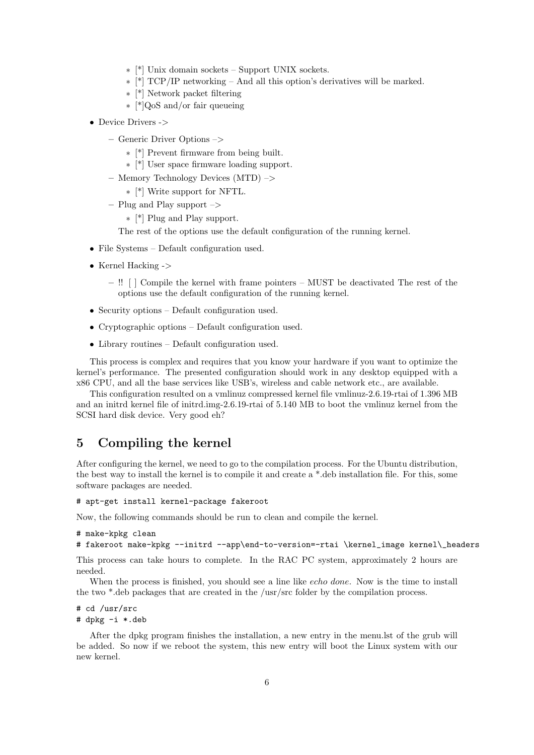- [*] Unix domain sockets – Support UNIX sockets.
    - [*] TCP/IP networking – And all this option's derivatives will be marked.
    - [*] Network packet filtering
    - [*]QoS and/or fair queueing

- Device Drivers ->
  - Generic Driver Options –>
    - [*] Prevent firmware from being built.
    - [*] User space firmware loading support.
  - Memory Technology Devices (MTD) –>
    - [*] Write support for NFTL.
  - Plug and Play support –>
    - [*] Plug and Play support.

  The rest of the options use the default configuration of the running kernel.

- File Systems – Default configuration used.
- Kernel Hacking ->
  - !! [ ] Compile the kernel with frame pointers – MUST be deactivated The rest of the options use the default configuration of the running kernel.
- Security options – Default configuration used.
- Cryptographic options – Default configuration used.
- Library routines – Default configuration used.

This process is complex and requires that you know your hardware if you want to optimize the kernel's performance. The presented configuration should work in any desktop equipped with a x86 CPU, and all the base services like USB's, wireless and cable network etc., are available.

This configuration resulted on a vmlinuz compressed kernel file vmlinuz-2.6.19-rtai of 1.396 MB and an initrd kernel file of initrd.img-2.6.19-rtai of 5.140 MB to boot the vmlinuz kernel from the SCSI hard disk device. Very good eh?

## 5 Compiling the kernel

After configuring the kernel, we need to go to the compilation process. For the Ubuntu distribution, the best way to install the kernel is to compile it and create a *.deb installation file. For this, some software packages are needed.

```
# apt-get install kernel-package fakeroot
```

Now, the following commands should be run to clean and compile the kernel.

```
# make-kpkg clean
# fakeroot make-kpkg --initrd --app\end-to-version=-rtai \kernel_image kernel\_headers
```

This process can take hours to complete. In the RAC PC system, approximately 2 hours are needed.

When the process is finished, you should see a line like *echo done*. Now is the time to install the two *.deb packages that are created in the /usr/src folder by the compilation process.

```
# cd /usr/src
# dpkg -i *.deb
```

After the dpkg program finishes the installation, a new entry in the menu.lst of the grub will be added. So now if we reboot the system, this new entry will boot the Linux system with our new kernel.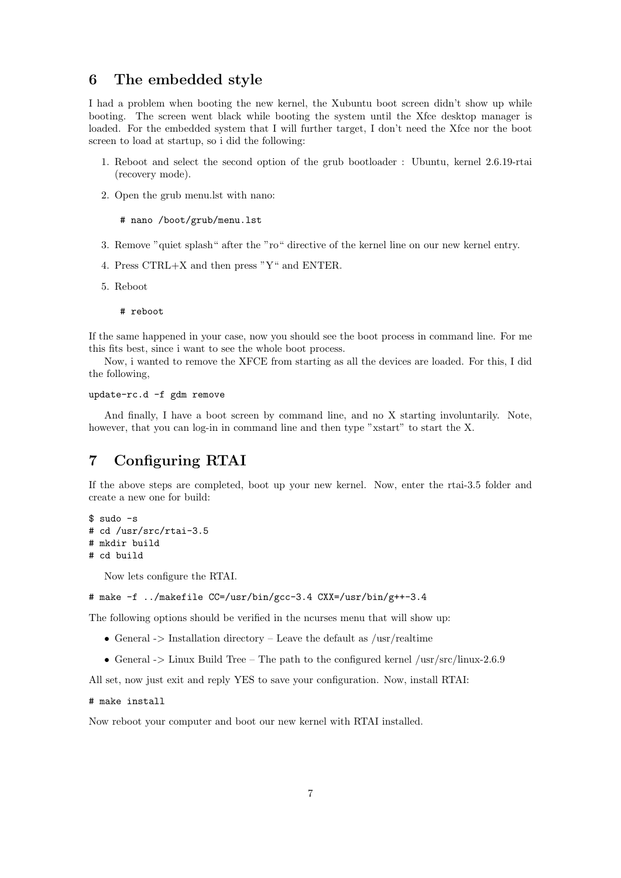## 6 The embedded style

I had a problem when booting the new kernel, the Xubuntu boot screen didn't show up while booting. The screen went black while booting the system until the Xfce desktop manager is loaded. For the embedded system that I will further target, I don't need the Xfce nor the boot screen to load at startup, so i did the following:

1. Reboot and select the second option of the grub bootloader : Ubuntu, kernel 2.6.19-rtai (recovery mode).
2. Open the grub menu.lst with nano:

   ```
   # nano /boot/grub/menu.lst
   ```

3. Remove "quiet splash" after the "ro" directive of the kernel line on our new kernel entry.
4. Press CTRL+X and then press "Y" and ENTER.
5. Reboot

   ```
   # reboot
   ```

If the same happened in your case, now you should see the boot process in command line. For me this fits best, since i want to see the whole boot process.

Now, i wanted to remove the XFCE from starting as all the devices are loaded. For this, I did the following,

```
update-rc.d -f gdm remove
```

And finally, I have a boot screen by command line, and no X starting involuntarily. Note, however, that you can log-in in command line and then type "xstart" to start the X.

## 7 Configuring RTAI

If the above steps are completed, boot up your new kernel. Now, enter the rtai-3.5 folder and create a new one for build:

```
$ sudo -s
# cd /usr/src/rtai-3.5
# mkdir build
# cd build
```

Now lets configure the RTAI.

```
# make -f ../makefile CC=/usr/bin/gcc-3.4 CXX=/usr/bin/g++-3.4
```

The following options should be verified in the ncurses menu that will show up:

- General -> Installation directory – Leave the default as /usr/realtime
- General -> Linux Build Tree – The path to the configured kernel /usr/src/linux-2.6.9

All set, now just exit and reply YES to save your configuration. Now, install RTAI:

```
# make install
```

Now reboot your computer and boot our new kernel with RTAI installed.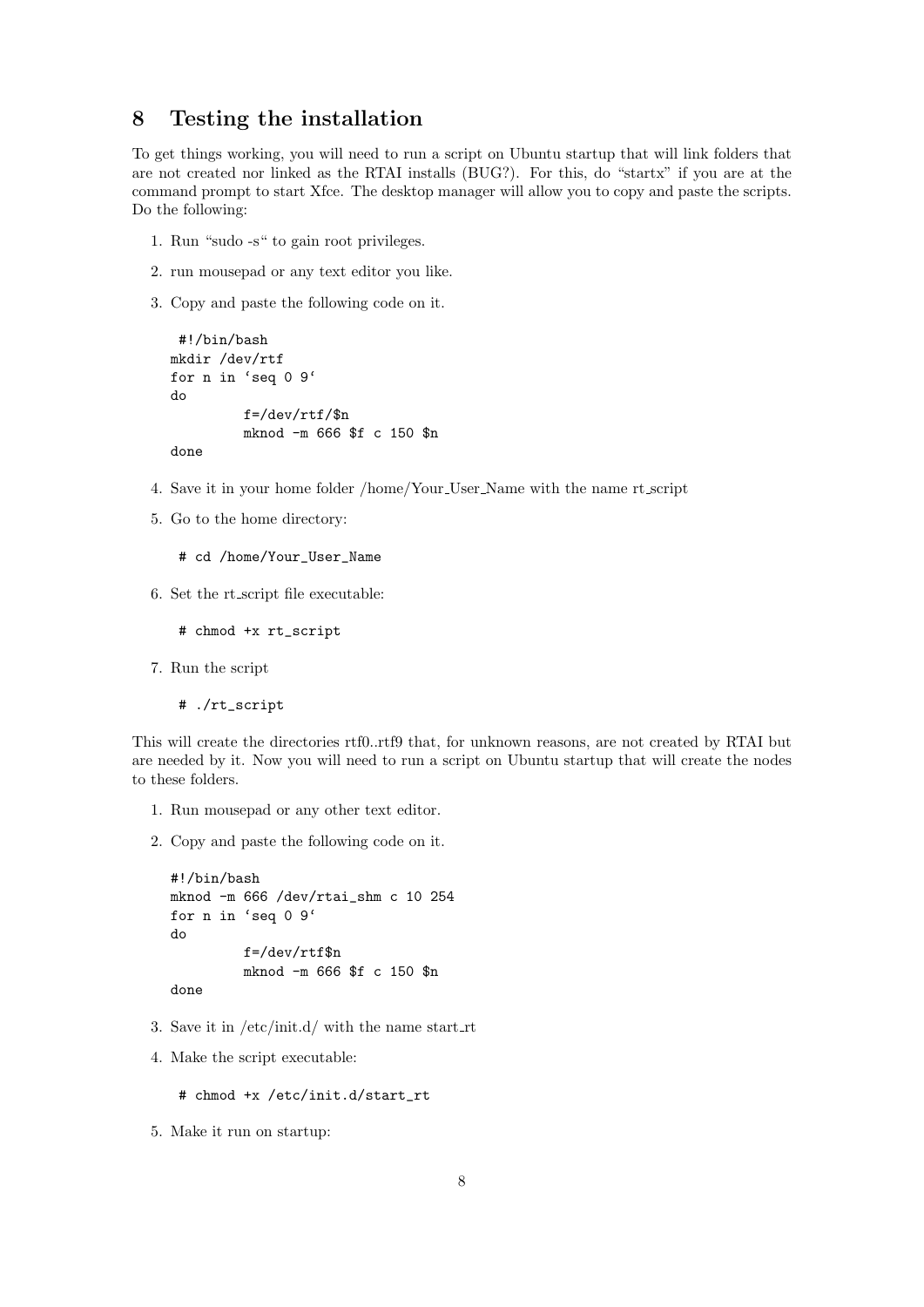## 8 Testing the installation

To get things working, you will need to run a script on Ubuntu startup that will link folders that are not created nor linked as the RTAI installs (BUG?). For this, do “startx” if you are at the command prompt to start Xfce. The desktop manager will allow you to copy and paste the scripts. Do the following:

1. Run “sudo -s“ to gain root privileges.
2. run mousepad or any text editor you like.
3. Copy and paste the following code on it.

```
 #!/bin/bash
mkdir /dev/rtf
for n in ‘seq 0 9‘
do
        f=/dev/rtf/$n
        mknod -m 666 $f c 150 $n
done
```

4. Save it in your home folder /home/Your_User_Name with the name rt_script
5. Go to the home directory:

```
# cd /home/Your_User_Name
```

6. Set the rt_script file executable:

```
# chmod +x rt_script
```

7. Run the script

```
# ./rt_script
```

This will create the directories rtf0..rtf9 that, for unknown reasons, are not created by RTAI but are needed by it. Now you will need to run a script on Ubuntu startup that will create the nodes to these folders.

1. Run mousepad or any other text editor.
2. Copy and paste the following code on it.

```
#!/bin/bash
mknod -m 666 /dev/rtai_shm c 10 254
for n in ‘seq 0 9‘
do
        f=/dev/rtf$n
        mknod -m 666 $f c 150 $n
done
```

3. Save it in /etc/init.d/ with the name start_rt
4. Make the script executable:

```
# chmod +x /etc/init.d/start_rt
```

5. Make it run on startup: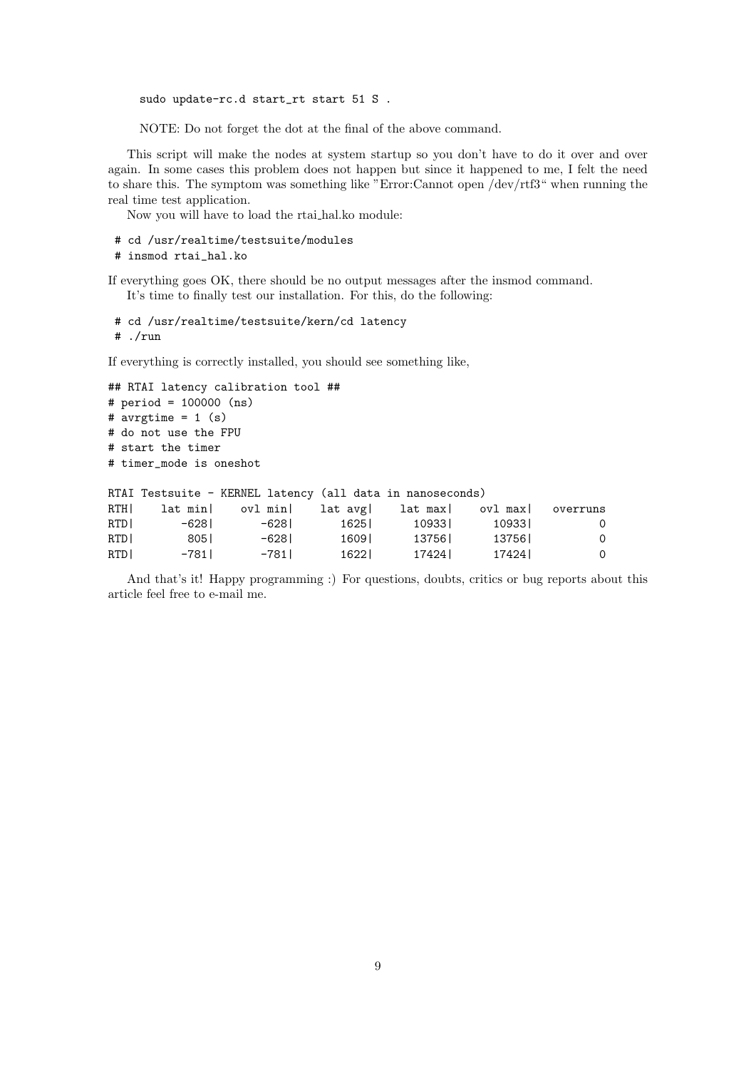```
sudo update-rc.d start_rt start 51 S .
```

NOTE: Do not forget the dot at the final of the above command.

This script will make the nodes at system startup so you don't have to do it over and over again. In some cases this problem does not happen but since it happened to me, I felt the need to share this. The symptom was something like "Error:Cannot open /dev/rtf3" when running the real time test application.

Now you will have to load the rtai_hal.ko module:

```
# cd /usr/realtime/testsuite/modules
# insmod rtai_hal.ko
```

If everything goes OK, there should be no output messages after the insmod command.

It's time to finally test our installation. For this, do the following:

```
# cd /usr/realtime/testsuite/kern/cd latency
# ./run
```

If everything is correctly installed, you should see something like,

```
## RTAI latency calibration tool ##
# period = 100000 (ns)
# avrgtime = 1 (s)
# do not use the FPU
# start the timer
# timer_mode is oneshot

RTAI Testsuite - KERNEL latency (all data in nanoseconds)
RTH|    lat min|    ovl min|    lat avg|    lat max|    ovl max|   overruns
RTD|       -628|       -628|       1625|      10933|      10933|          0
RTD|        805|       -628|       1609|      13756|      13756|          0
RTD|       -781|       -781|       1622|      17424|      17424|          0
```

And that's it! Happy programming :) For questions, doubts, critics or bug reports about this article feel free to e-mail me.